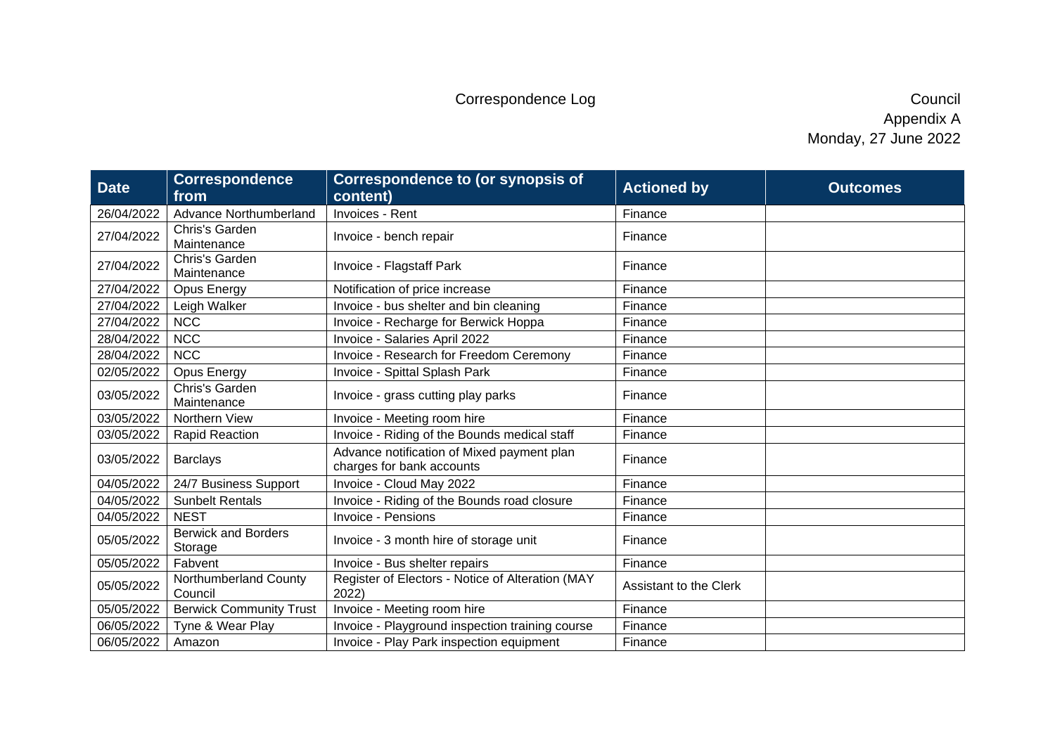# Correspondence Log

Council
Appendix A
Monday, 27 June 2022

| Date | Correspondence from | Correspondence to (or synopsis of content) | Actioned by | Outcomes |
|---|---|---|---|---|
| 26/04/2022 | Advance Northumberland | Invoices - Rent | Finance | |
| 27/04/2022 | Chris's Garden Maintenance | Invoice - bench repair | Finance | |
| 27/04/2022 | Chris's Garden Maintenance | Invoice - Flagstaff Park | Finance | |
| 27/04/2022 | Opus Energy | Notification of price increase | Finance | |
| 27/04/2022 | Leigh Walker | Invoice - bus shelter and bin cleaning | Finance | |
| 27/04/2022 | NCC | Invoice - Recharge for Berwick Hoppa | Finance | |
| 28/04/2022 | NCC | Invoice - Salaries April 2022 | Finance | |
| 28/04/2022 | NCC | Invoice - Research for Freedom Ceremony | Finance | |
| 02/05/2022 | Opus Energy | Invoice - Spittal Splash Park | Finance | |
| 03/05/2022 | Chris's Garden Maintenance | Invoice - grass cutting play parks | Finance | |
| 03/05/2022 | Northern View | Invoice - Meeting room hire | Finance | |
| 03/05/2022 | Rapid Reaction | Invoice - Riding of the Bounds medical staff | Finance | |
| 03/05/2022 | Barclays | Advance notification of Mixed payment plan charges for bank accounts | Finance | |
| 04/05/2022 | 24/7 Business Support | Invoice - Cloud May 2022 | Finance | |
| 04/05/2022 | Sunbelt Rentals | Invoice - Riding of the Bounds road closure | Finance | |
| 04/05/2022 | NEST | Invoice - Pensions | Finance | |
| 05/05/2022 | Berwick and Borders Storage | Invoice - 3 month hire of storage unit | Finance | |
| 05/05/2022 | Fabvent | Invoice - Bus shelter repairs | Finance | |
| 05/05/2022 | Northumberland County Council | Register of Electors - Notice of Alteration (MAY 2022) | Assistant to the Clerk | |
| 05/05/2022 | Berwick Community Trust | Invoice - Meeting room hire | Finance | |
| 06/05/2022 | Tyne & Wear Play | Invoice - Playground inspection training course | Finance | |
| 06/05/2022 | Amazon | Invoice - Play Park inspection equipment | Finance | |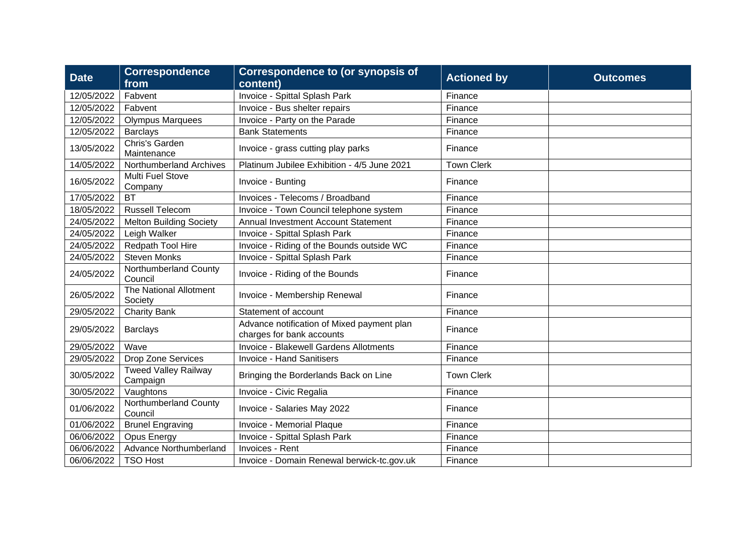| Date | Correspondence from | Correspondence to (or synopsis of content) | Actioned by | Outcomes |
|---|---|---|---|---|
| 12/05/2022 | Fabvent | Invoice - Spittal Splash Park | Finance | |
| 12/05/2022 | Fabvent | Invoice - Bus shelter repairs | Finance | |
| 12/05/2022 | Olympus Marquees | Invoice - Party on the Parade | Finance | |
| 12/05/2022 | Barclays | Bank Statements | Finance | |
| 13/05/2022 | Chris's Garden Maintenance | Invoice - grass cutting play parks | Finance | |
| 14/05/2022 | Northumberland Archives | Platinum Jubilee Exhibition - 4/5 June 2021 | Town Clerk | |
| 16/05/2022 | Multi Fuel Stove Company | Invoice - Bunting | Finance | |
| 17/05/2022 | BT | Invoices - Telecoms / Broadband | Finance | |
| 18/05/2022 | Russell Telecom | Invoice - Town Council telephone system | Finance | |
| 24/05/2022 | Melton Building Society | Annual Investment Account Statement | Finance | |
| 24/05/2022 | Leigh Walker | Invoice - Spittal Splash Park | Finance | |
| 24/05/2022 | Redpath Tool Hire | Invoice - Riding of the Bounds outside WC | Finance | |
| 24/05/2022 | Steven Monks | Invoice - Spittal Splash Park | Finance | |
| 24/05/2022 | Northumberland County Council | Invoice - Riding of the Bounds | Finance | |
| 26/05/2022 | The National Allotment Society | Invoice - Membership Renewal | Finance | |
| 29/05/2022 | Charity Bank | Statement of account | Finance | |
| 29/05/2022 | Barclays | Advance notification of Mixed payment plan charges for bank accounts | Finance | |
| 29/05/2022 | Wave | Invoice - Blakewell Gardens Allotments | Finance | |
| 29/05/2022 | Drop Zone Services | Invoice - Hand Sanitisers | Finance | |
| 30/05/2022 | Tweed Valley Railway Campaign | Bringing the Borderlands Back on Line | Town Clerk | |
| 30/05/2022 | Vaughtons | Invoice - Civic Regalia | Finance | |
| 01/06/2022 | Northumberland County Council | Invoice - Salaries May 2022 | Finance | |
| 01/06/2022 | Brunel Engraving | Invoice - Memorial Plaque | Finance | |
| 06/06/2022 | Opus Energy | Invoice - Spittal Splash Park | Finance | |
| 06/06/2022 | Advance Northumberland | Invoices - Rent | Finance | |
| 06/06/2022 | TSO Host | Invoice - Domain Renewal berwick-tc.gov.uk | Finance | |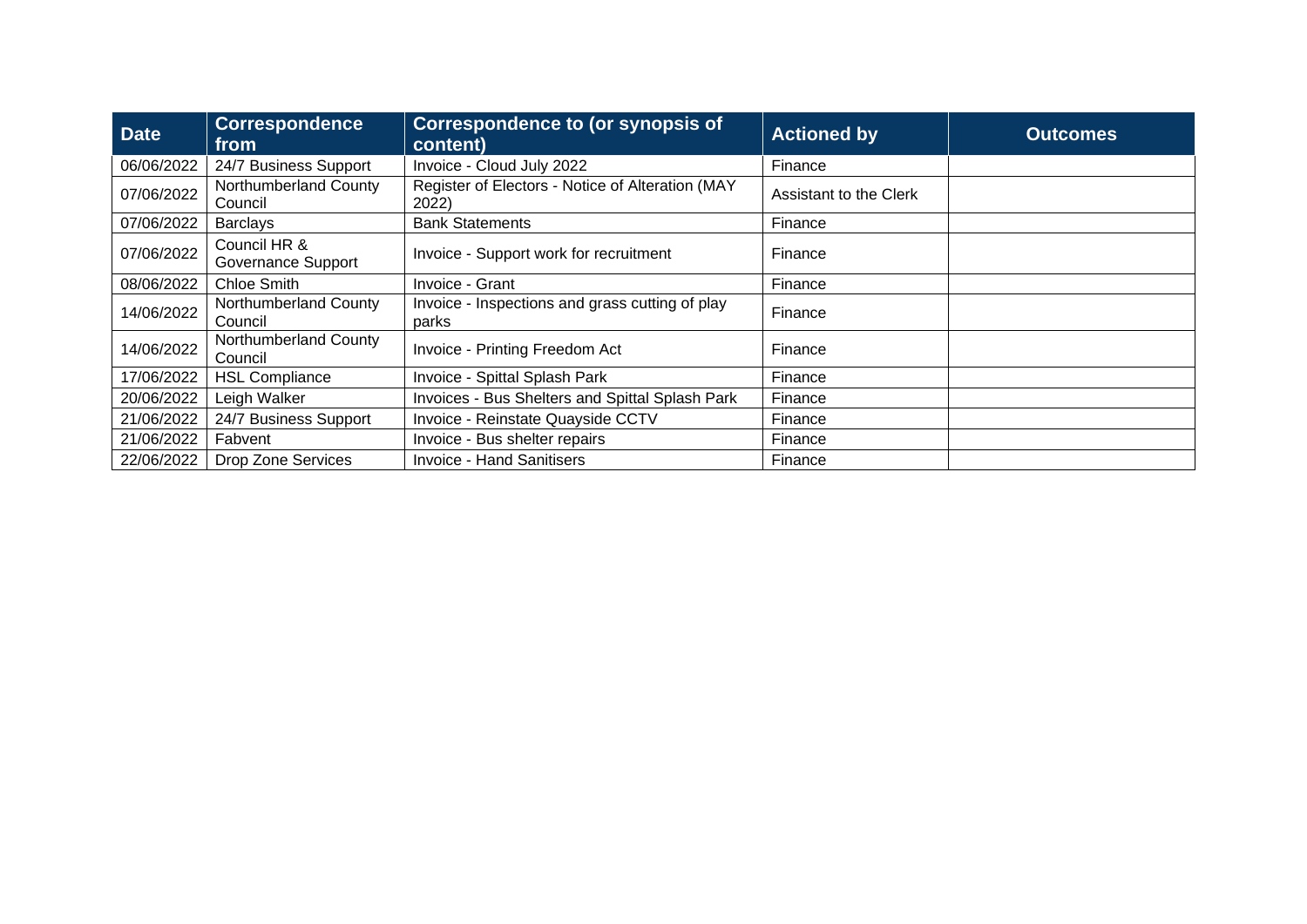| Date | Correspondence from | Correspondence to (or synopsis of content) | Actioned by | Outcomes |
|---|---|---|---|---|
| 06/06/2022 | 24/7 Business Support | Invoice - Cloud July 2022 | Finance | |
| 07/06/2022 | Northumberland County Council | Register of Electors - Notice of Alteration (MAY 2022) | Assistant to the Clerk | |
| 07/06/2022 | Barclays | Bank Statements | Finance | |
| 07/06/2022 | Council HR & Governance Support | Invoice - Support work for recruitment | Finance | |
| 08/06/2022 | Chloe Smith | Invoice - Grant | Finance | |
| 14/06/2022 | Northumberland County Council | Invoice - Inspections and grass cutting of play parks | Finance | |
| 14/06/2022 | Northumberland County Council | Invoice - Printing Freedom Act | Finance | |
| 17/06/2022 | HSL Compliance | Invoice - Spittal Splash Park | Finance | |
| 20/06/2022 | Leigh Walker | Invoices - Bus Shelters and Spittal Splash Park | Finance | |
| 21/06/2022 | 24/7 Business Support | Invoice - Reinstate Quayside CCTV | Finance | |
| 21/06/2022 | Fabvent | Invoice - Bus shelter repairs | Finance | |
| 22/06/2022 | Drop Zone Services | Invoice - Hand Sanitisers | Finance | |